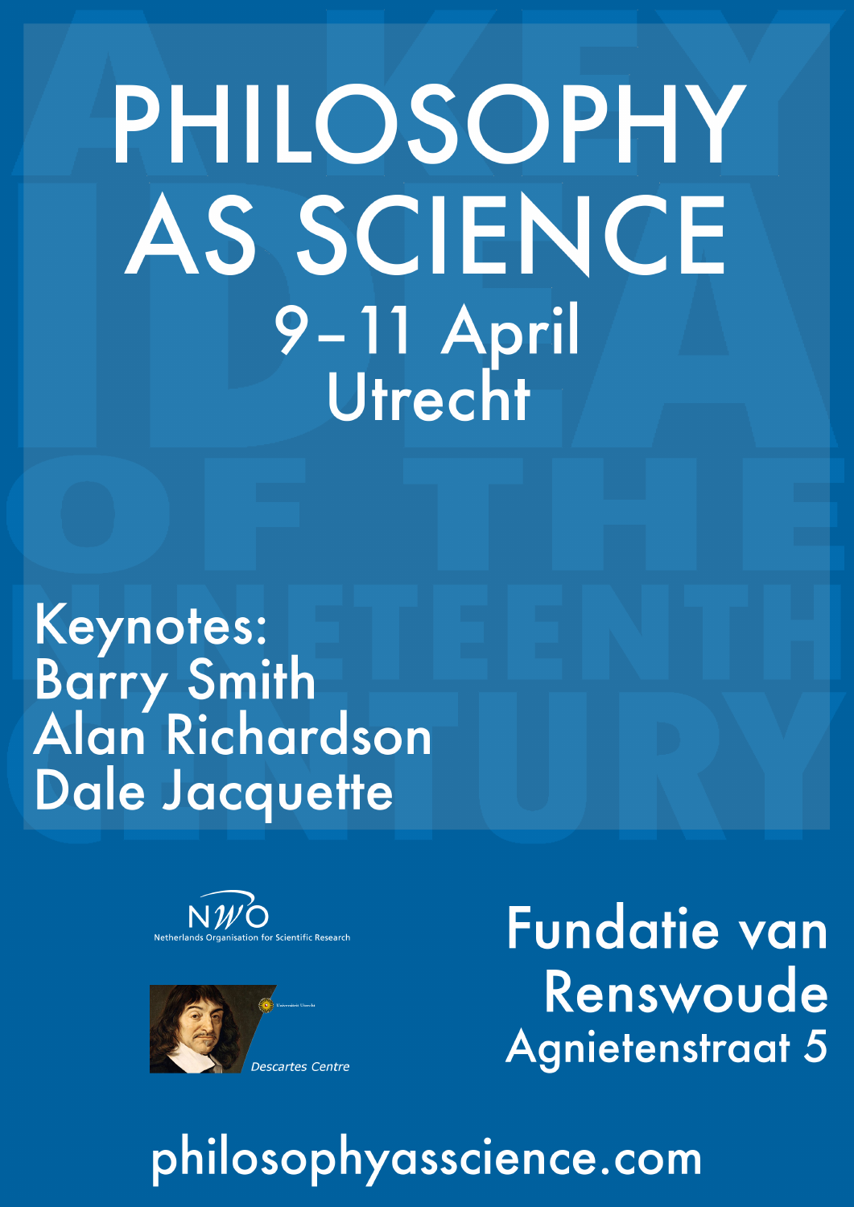# PHILOSOPHY AS SCIENCE

## 9–11 April
## Utrecht

A KEY IDEA OF THE NINETEENTH CENTURY

**Keynotes:**
Barry Smith
Alan Richardson
Dale Jacquette

NWO
Netherlands Organisation for Scientific Research

Universiteit Utrecht
Descartes Centre

**Fundatie van Renswoude**
Agnietenstraat 5

philosophyasscience.com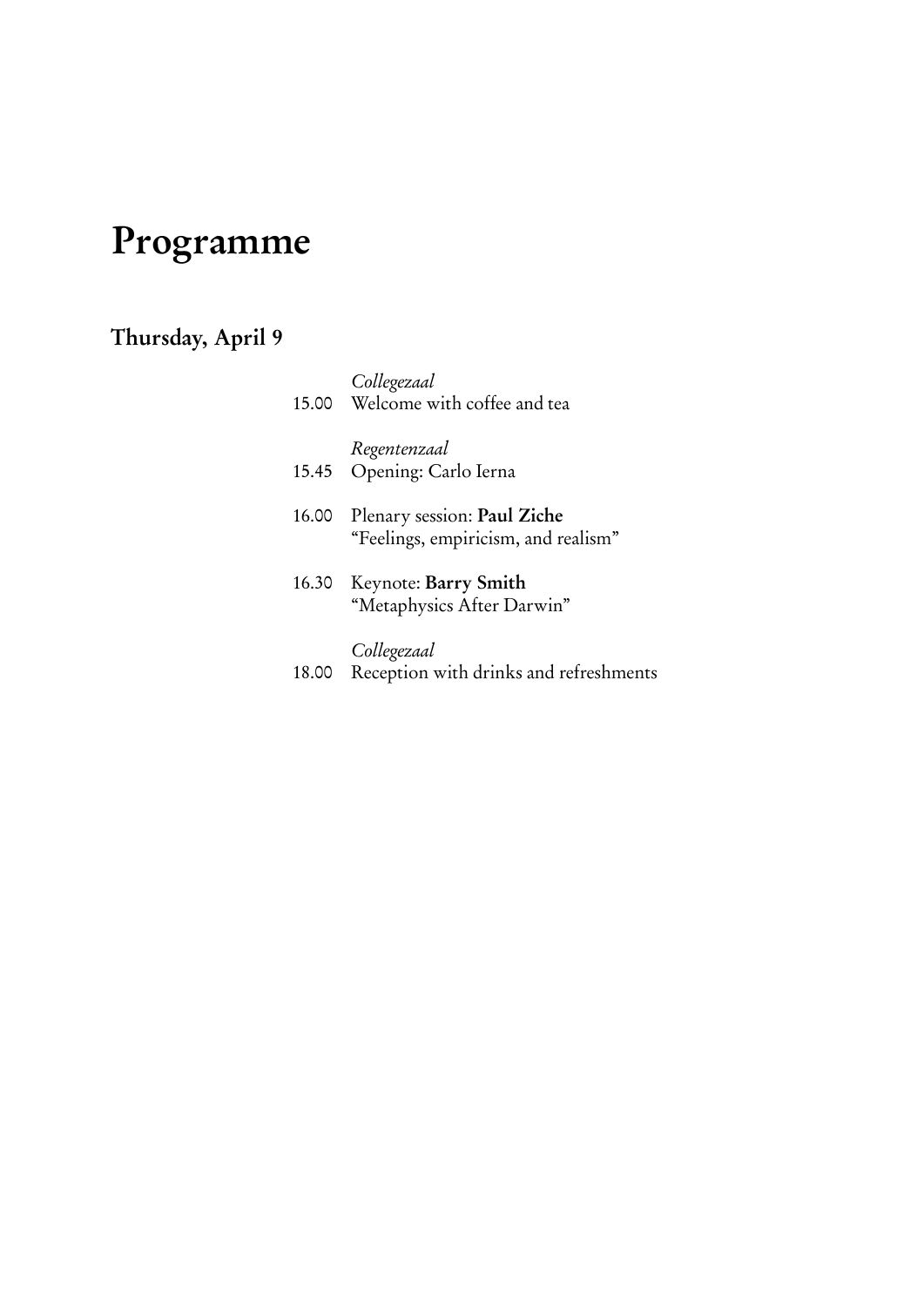# Programme

## Thursday, April 9

*Collegezaal*

15.00 Welcome with coffee and tea

*Regentenzaal*

15.45 Opening: Carlo Ierna

16.00 Plenary session: **Paul Ziche**
"Feelings, empiricism, and realism"

16.30 Keynote: **Barry Smith**
"Metaphysics After Darwin"

*Collegezaal*

18.00 Reception with drinks and refreshments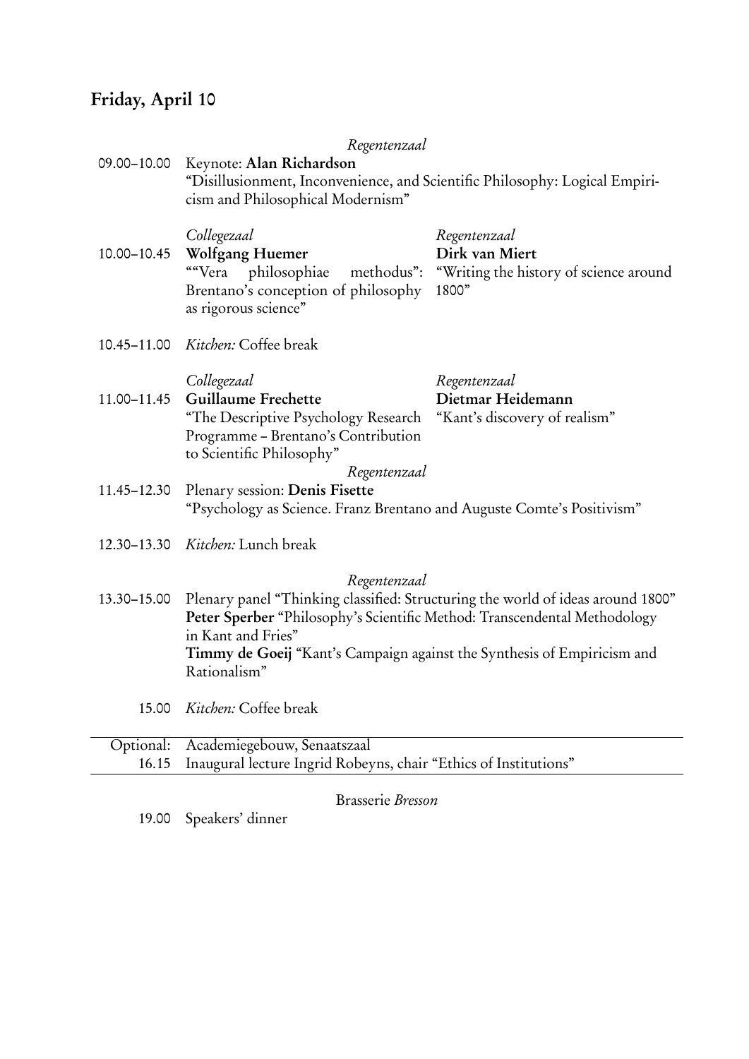## Friday, April 10

*Regentenzaal*

09.00–10.00 Keynote: **Alan Richardson**
"Disillusionment, Inconvenience, and Scientific Philosophy: Logical Empiricism and Philosophical Modernism"

| | *Collegezaal* | *Regentenzaal* |
|---|---|---|
| 10.00–10.45 | **Wolfgang Huemer** ""Vera philosophiae methodus": Brentano's conception of philosophy as rigorous science" | **Dirk van Miert** "Writing the history of science around 1800" |

10.45–11.00 *Kitchen:* Coffee break

| | *Collegezaal* | *Regentenzaal* |
|---|---|---|
| 11.00–11.45 | **Guillaume Frechette** "The Descriptive Psychology Research Programme – Brentano's Contribution to Scientific Philosophy" | **Dietmar Heidemann** "Kant's discovery of realism" |

*Regentenzaal*

11.45–12.30 Plenary session: **Denis Fisette**
"Psychology as Science. Franz Brentano and Auguste Comte's Positivism"

12.30–13.30 *Kitchen:* Lunch break

*Regentenzaal*

13.30–15.00 Plenary panel "Thinking classified: Structuring the world of ideas around 1800"
**Peter Sperber** "Philosophy's Scientific Method: Transcendental Methodology in Kant and Fries"
**Timmy de Goeij** "Kant's Campaign against the Synthesis of Empiricism and Rationalism"

15.00 *Kitchen:* Coffee break

---

Optional: Academiegebouw, Senaatszaal
16.15 Inaugural lecture Ingrid Robeyns, chair "Ethics of Institutions"

---

Brasserie *Bresson*

19.00 Speakers' dinner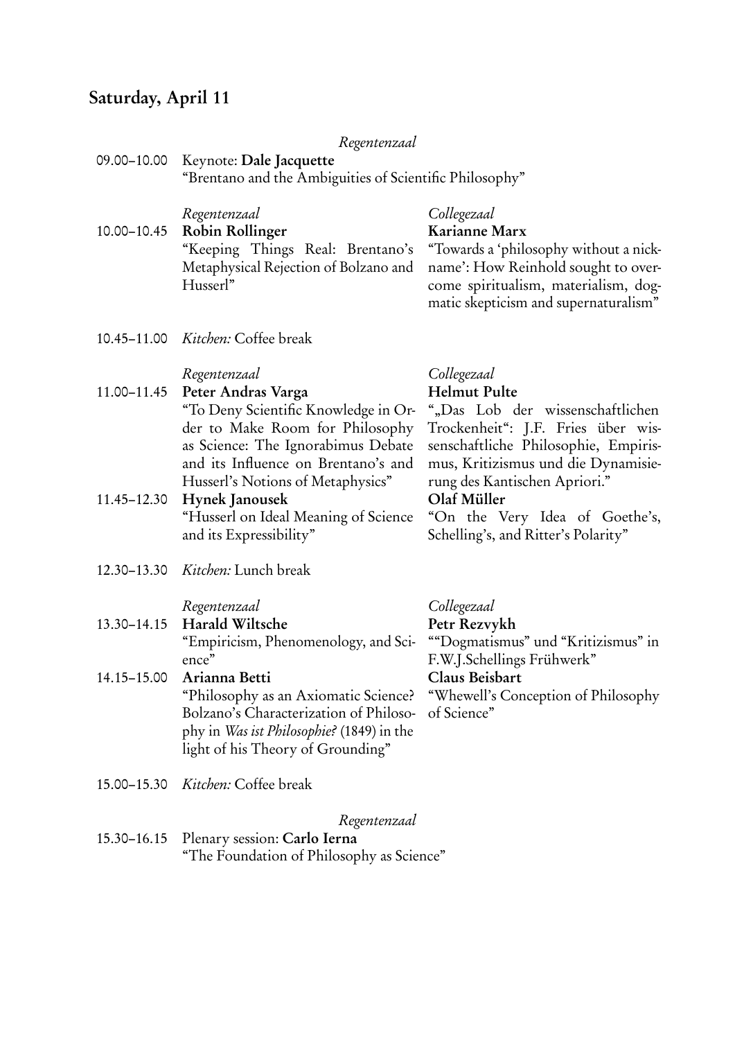## Saturday, April 11

*Regentenzaal*

09.00–10.00 Keynote: **Dale Jacquette**
"Brentano and the Ambiguities of Scientific Philosophy"

| | *Regentenzaal* | *Collegezaal* |
|---|---|---|
| 10.00–10.45 | **Robin Rollinger**<br>"Keeping Things Real: Brentano's Metaphysical Rejection of Bolzano and Husserl" | **Karianne Marx**<br>"Towards a 'philosophy without a nickname': How Reinhold sought to overcome spiritualism, materialism, dogmatic skepticism and supernaturalism" |
| 10.45–11.00 | *Kitchen:* Coffee break | |
| | *Regentenzaal* | *Collegezaal* |
| 11.00–11.45 | **Peter Andras Varga**<br>"To Deny Scientific Knowledge in Order to Make Room for Philosophy as Science: The Ignorabimus Debate and its Influence on Brentano's and Husserl's Notions of Metaphysics" | **Helmut Pulte**<br>"„Das Lob der wissenschaftlichen Trockenheit": J.F. Fries über wissenschaftliche Philosophie, Empirismus, Kritizismus und die Dynamisierung des Kantischen Apriori." |
| 11.45–12.30 | **Hynek Janousek**<br>"Husserl on Ideal Meaning of Science and its Expressibility" | **Olaf Müller**<br>"On the Very Idea of Goethe's, Schelling's, and Ritter's Polarity" |
| 12.30–13.30 | *Kitchen:* Lunch break | |
| | *Regentenzaal* | *Collegezaal* |
| 13.30–14.15 | **Harald Wiltsche**<br>"Empiricism, Phenomenology, and Science" | **Petr Rezvykh**<br>""Dogmatismus" und "Kritizismus" in F.W.J.Schellings Frühwerk" |
| 14.15–15.00 | **Arianna Betti**<br>"Philosophy as an Axiomatic Science? Bolzano's Characterization of Philosophy in *Was ist Philosophie?* (1849) in the light of his Theory of Grounding" | **Claus Beisbart**<br>"Whewell's Conception of Philosophy of Science" |
| 15.00–15.30 | *Kitchen:* Coffee break | |

*Regentenzaal*

15.30–16.15 Plenary session: **Carlo Ierna**
"The Foundation of Philosophy as Science"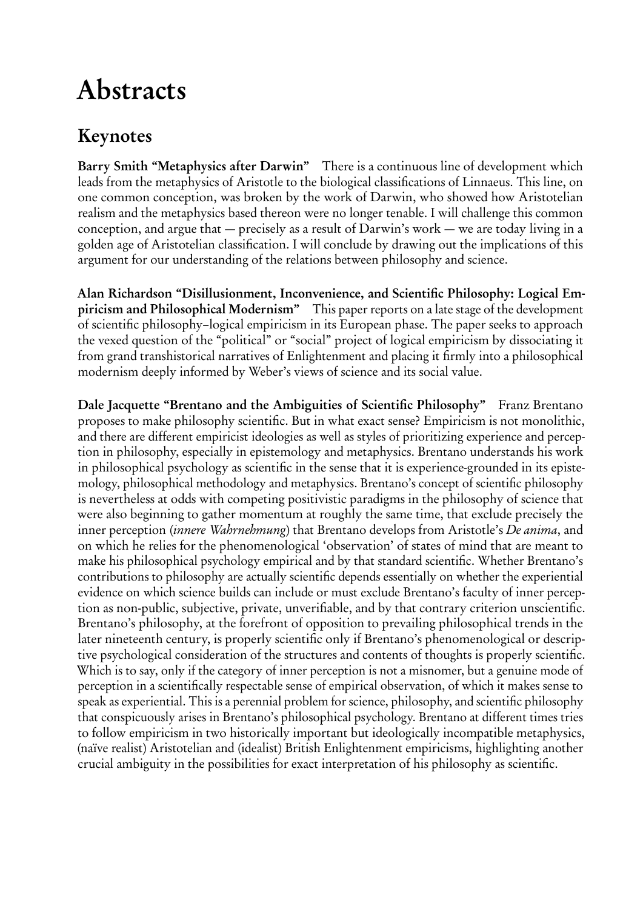# Abstracts

## Keynotes

**Barry Smith "Metaphysics after Darwin"** There is a continuous line of development which leads from the metaphysics of Aristotle to the biological classifications of Linnaeus. This line, on one common conception, was broken by the work of Darwin, who showed how Aristotelian realism and the metaphysics based thereon were no longer tenable. I will challenge this common conception, and argue that — precisely as a result of Darwin's work — we are today living in a golden age of Aristotelian classification. I will conclude by drawing out the implications of this argument for our understanding of the relations between philosophy and science.

**Alan Richardson "Disillusionment, Inconvenience, and Scientific Philosophy: Logical Empiricism and Philosophical Modernism"** This paper reports on a late stage of the development of scientific philosophy–logical empiricism in its European phase. The paper seeks to approach the vexed question of the "political" or "social" project of logical empiricism by dissociating it from grand transhistorical narratives of Enlightenment and placing it firmly into a philosophical modernism deeply informed by Weber's views of science and its social value.

**Dale Jacquette "Brentano and the Ambiguities of Scientific Philosophy"** Franz Brentano proposes to make philosophy scientific. But in what exact sense? Empiricism is not monolithic, and there are different empiricist ideologies as well as styles of prioritizing experience and perception in philosophy, especially in epistemology and metaphysics. Brentano understands his work in philosophical psychology as scientific in the sense that it is experience-grounded in its epistemology, philosophical methodology and metaphysics. Brentano's concept of scientific philosophy is nevertheless at odds with competing positivistic paradigms in the philosophy of science that were also beginning to gather momentum at roughly the same time, that exclude precisely the inner perception (*innere Wahrnehmung*) that Brentano develops from Aristotle's *De anima*, and on which he relies for the phenomenological 'observation' of states of mind that are meant to make his philosophical psychology empirical and by that standard scientific. Whether Brentano's contributions to philosophy are actually scientific depends essentially on whether the experiential evidence on which science builds can include or must exclude Brentano's faculty of inner perception as non-public, subjective, private, unverifiable, and by that contrary criterion unscientific. Brentano's philosophy, at the forefront of opposition to prevailing philosophical trends in the later nineteenth century, is properly scientific only if Brentano's phenomenological or descriptive psychological consideration of the structures and contents of thoughts is properly scientific. Which is to say, only if the category of inner perception is not a misnomer, but a genuine mode of perception in a scientifically respectable sense of empirical observation, of which it makes sense to speak as experiential. This is a perennial problem for science, philosophy, and scientific philosophy that conspicuously arises in Brentano's philosophical psychology. Brentano at different times tries to follow empiricism in two historically important but ideologically incompatible metaphysics, (naïve realist) Aristotelian and (idealist) British Enlightenment empiricisms, highlighting another crucial ambiguity in the possibilities for exact interpretation of his philosophy as scientific.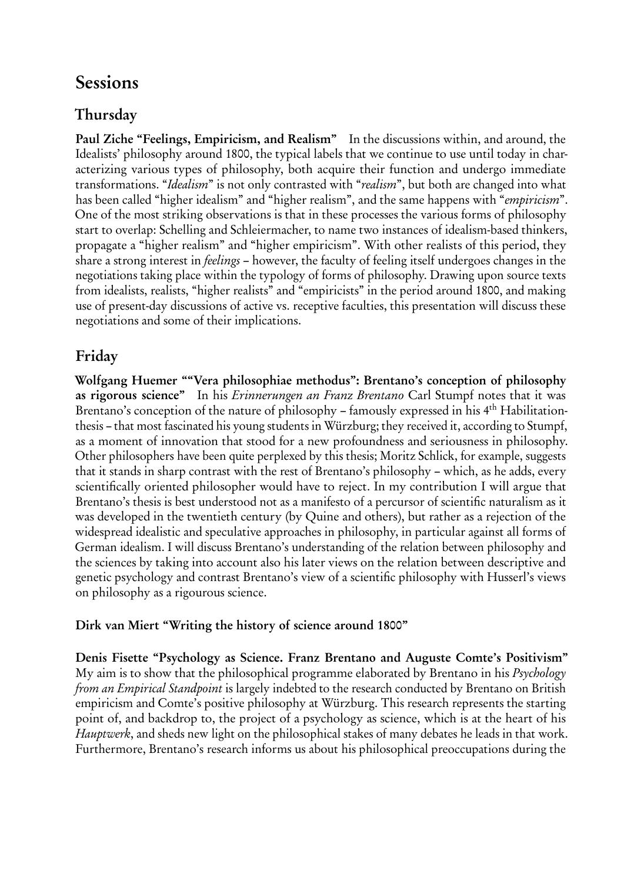# Sessions

## Thursday

**Paul Ziche "Feelings, Empiricism, and Realism"** In the discussions within, and around, the Idealists' philosophy around 1800, the typical labels that we continue to use until today in characterizing various types of philosophy, both acquire their function and undergo immediate transformations. "*Idealism*" is not only contrasted with "*realism*", but both are changed into what has been called "higher idealism" and "higher realism", and the same happens with "*empiricism*". One of the most striking observations is that in these processes the various forms of philosophy start to overlap: Schelling and Schleiermacher, to name two instances of idealism-based thinkers, propagate a "higher realism" and "higher empiricism". With other realists of this period, they share a strong interest in *feelings* – however, the faculty of feeling itself undergoes changes in the negotiations taking place within the typology of forms of philosophy. Drawing upon source texts from idealists, realists, "higher realists" and "empiricists" in the period around 1800, and making use of present-day discussions of active vs. receptive faculties, this presentation will discuss these negotiations and some of their implications.

## Friday

**Wolfgang Huemer ""Vera philosophiae methodus": Brentano's conception of philosophy as rigorous science"** In his *Erinnerungen an Franz Brentano* Carl Stumpf notes that it was Brentano's conception of the nature of philosophy – famously expressed in his 4th Habilitation-thesis – that most fascinated his young students in Würzburg; they received it, according to Stumpf, as a moment of innovation that stood for a new profoundness and seriousness in philosophy. Other philosophers have been quite perplexed by this thesis; Moritz Schlick, for example, suggests that it stands in sharp contrast with the rest of Brentano's philosophy – which, as he adds, every scientifically oriented philosopher would have to reject. In my contribution I will argue that Brentano's thesis is best understood not as a manifesto of a percursor of scientific naturalism as it was developed in the twentieth century (by Quine and others), but rather as a rejection of the widespread idealistic and speculative approaches in philosophy, in particular against all forms of German idealism. I will discuss Brentano's understanding of the relation between philosophy and the sciences by taking into account also his later views on the relation between descriptive and genetic psychology and contrast Brentano's view of a scientific philosophy with Husserl's views on philosophy as a rigourous science.

**Dirk van Miert "Writing the history of science around 1800"**

**Denis Fisette "Psychology as Science. Franz Brentano and Auguste Comte's Positivism"** My aim is to show that the philosophical programme elaborated by Brentano in his *Psychology from an Empirical Standpoint* is largely indebted to the research conducted by Brentano on British empiricism and Comte's positive philosophy at Würzburg. This research represents the starting point of, and backdrop to, the project of a psychology as science, which is at the heart of his *Hauptwerk*, and sheds new light on the philosophical stakes of many debates he leads in that work. Furthermore, Brentano's research informs us about his philosophical preoccupations during the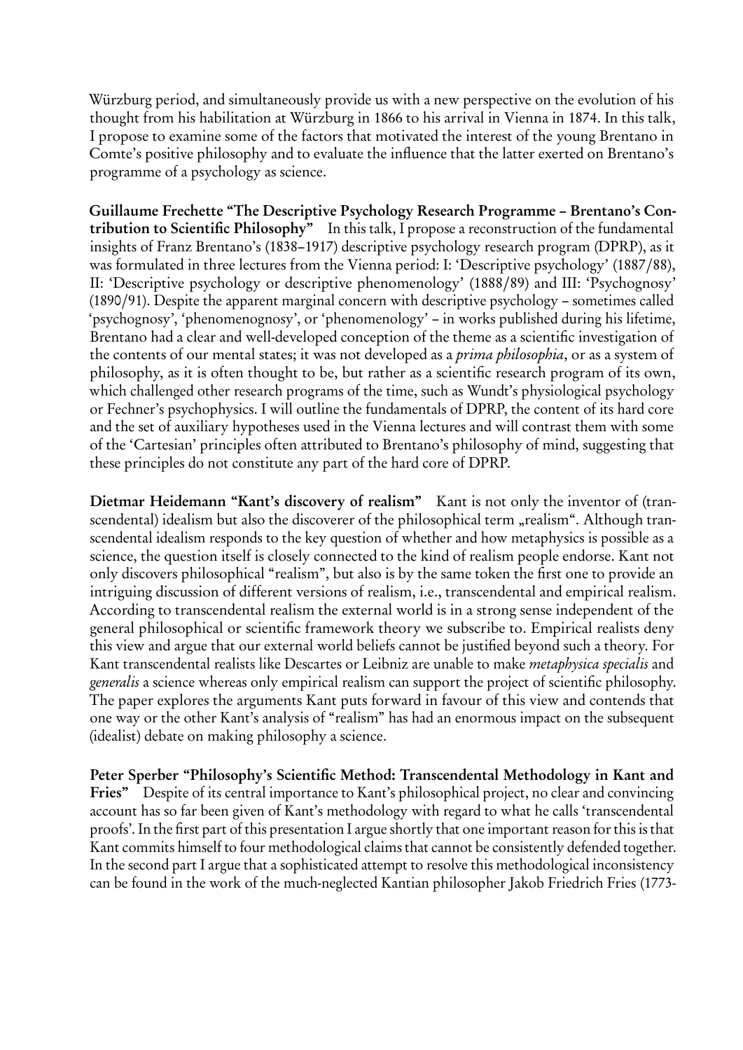Würzburg period, and simultaneously provide us with a new perspective on the evolution of his thought from his habilitation at Würzburg in 1866 to his arrival in Vienna in 1874. In this talk, I propose to examine some of the factors that motivated the interest of the young Brentano in Comte's positive philosophy and to evaluate the influence that the latter exerted on Brentano's programme of a psychology as science.

**Guillaume Frechette "The Descriptive Psychology Research Programme – Brentano's Contribution to Scientific Philosophy"** In this talk, I propose a reconstruction of the fundamental insights of Franz Brentano's (1838–1917) descriptive psychology research program (DPRP), as it was formulated in three lectures from the Vienna period: I: 'Descriptive psychology' (1887/88), II: 'Descriptive psychology or descriptive phenomenology' (1888/89) and III: 'Psychognosy' (1890/91). Despite the apparent marginal concern with descriptive psychology – sometimes called 'psychognosy', 'phenomenognosy', or 'phenomenology' – in works published during his lifetime, Brentano had a clear and well-developed conception of the theme as a scientific investigation of the contents of our mental states; it was not developed as a *prima philosophia*, or as a system of philosophy, as it is often thought to be, but rather as a scientific research program of its own, which challenged other research programs of the time, such as Wundt's physiological psychology or Fechner's psychophysics. I will outline the fundamentals of DPRP, the content of its hard core and the set of auxiliary hypotheses used in the Vienna lectures and will contrast them with some of the 'Cartesian' principles often attributed to Brentano's philosophy of mind, suggesting that these principles do not constitute any part of the hard core of DPRP.

**Dietmar Heidemann "Kant's discovery of realism"** Kant is not only the inventor of (transcendental) idealism but also the discoverer of the philosophical term „realism". Although transcendental idealism responds to the key question of whether and how metaphysics is possible as a science, the question itself is closely connected to the kind of realism people endorse. Kant not only discovers philosophical "realism", but also is by the same token the first one to provide an intriguing discussion of different versions of realism, i.e., transcendental and empirical realism. According to transcendental realism the external world is in a strong sense independent of the general philosophical or scientific framework theory we subscribe to. Empirical realists deny this view and argue that our external world beliefs cannot be justified beyond such a theory. For Kant transcendental realists like Descartes or Leibniz are unable to make *metaphysica specialis* and *generalis* a science whereas only empirical realism can support the project of scientific philosophy. The paper explores the arguments Kant puts forward in favour of this view and contends that one way or the other Kant's analysis of "realism" has had an enormous impact on the subsequent (idealist) debate on making philosophy a science.

**Peter Sperber "Philosophy's Scientific Method: Transcendental Methodology in Kant and Fries"** Despite of its central importance to Kant's philosophical project, no clear and convincing account has so far been given of Kant's methodology with regard to what he calls 'transcendental proofs'. In the first part of this presentation I argue shortly that one important reason for this is that Kant commits himself to four methodological claims that cannot be consistently defended together. In the second part I argue that a sophisticated attempt to resolve this methodological inconsistency can be found in the work of the much-neglected Kantian philosopher Jakob Friedrich Fries (1773-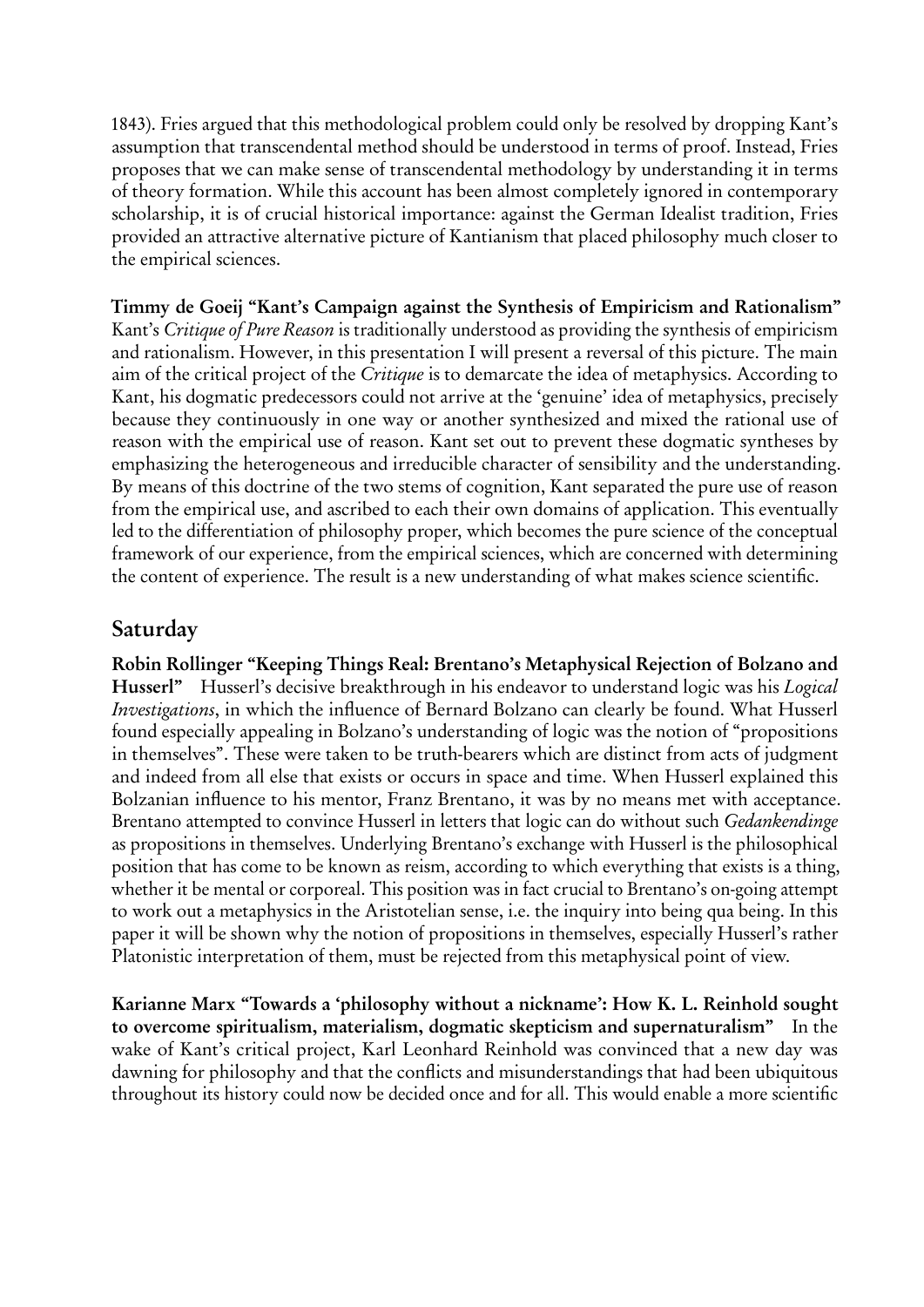1843). Fries argued that this methodological problem could only be resolved by dropping Kant's assumption that transcendental method should be understood in terms of proof. Instead, Fries proposes that we can make sense of transcendental methodology by understanding it in terms of theory formation. While this account has been almost completely ignored in contemporary scholarship, it is of crucial historical importance: against the German Idealist tradition, Fries provided an attractive alternative picture of Kantianism that placed philosophy much closer to the empirical sciences.

**Timmy de Goeij "Kant's Campaign against the Synthesis of Empiricism and Rationalism"** Kant's *Critique of Pure Reason* is traditionally understood as providing the synthesis of empiricism and rationalism. However, in this presentation I will present a reversal of this picture. The main aim of the critical project of the *Critique* is to demarcate the idea of metaphysics. According to Kant, his dogmatic predecessors could not arrive at the 'genuine' idea of metaphysics, precisely because they continuously in one way or another synthesized and mixed the rational use of reason with the empirical use of reason. Kant set out to prevent these dogmatic syntheses by emphasizing the heterogeneous and irreducible character of sensibility and the understanding. By means of this doctrine of the two stems of cognition, Kant separated the pure use of reason from the empirical use, and ascribed to each their own domains of application. This eventually led to the differentiation of philosophy proper, which becomes the pure science of the conceptual framework of our experience, from the empirical sciences, which are concerned with determining the content of experience. The result is a new understanding of what makes science scientific.

## Saturday

**Robin Rollinger "Keeping Things Real: Brentano's Metaphysical Rejection of Bolzano and Husserl"** Husserl's decisive breakthrough in his endeavor to understand logic was his *Logical Investigations*, in which the influence of Bernard Bolzano can clearly be found. What Husserl found especially appealing in Bolzano's understanding of logic was the notion of "propositions in themselves". These were taken to be truth-bearers which are distinct from acts of judgment and indeed from all else that exists or occurs in space and time. When Husserl explained this Bolzanian influence to his mentor, Franz Brentano, it was by no means met with acceptance. Brentano attempted to convince Husserl in letters that logic can do without such *Gedankendinge* as propositions in themselves. Underlying Brentano's exchange with Husserl is the philosophical position that has come to be known as reism, according to which everything that exists is a thing, whether it be mental or corporeal. This position was in fact crucial to Brentano's on-going attempt to work out a metaphysics in the Aristotelian sense, i.e. the inquiry into being qua being. In this paper it will be shown why the notion of propositions in themselves, especially Husserl's rather Platonistic interpretation of them, must be rejected from this metaphysical point of view.

**Karianne Marx "Towards a 'philosophy without a nickname': How K. L. Reinhold sought to overcome spiritualism, materialism, dogmatic skepticism and supernaturalism"** In the wake of Kant's critical project, Karl Leonhard Reinhold was convinced that a new day was dawning for philosophy and that the conflicts and misunderstandings that had been ubiquitous throughout its history could now be decided once and for all. This would enable a more scientific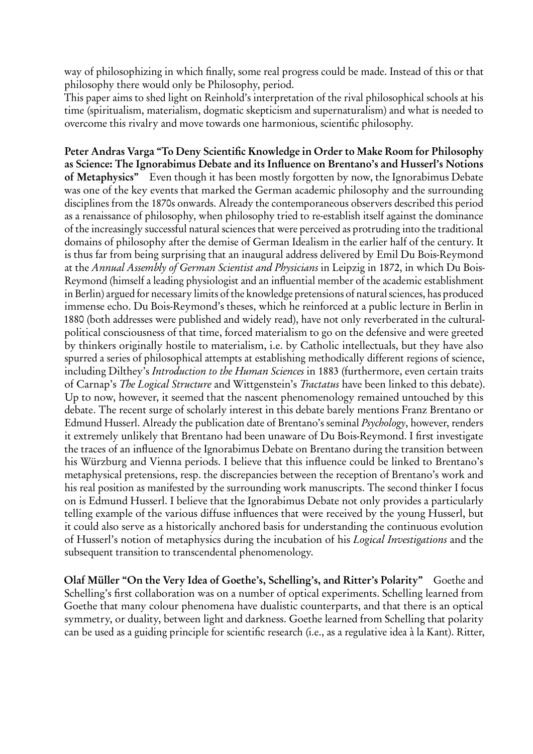way of philosophizing in which finally, some real progress could be made. Instead of this or that philosophy there would only be Philosophy, period.
This paper aims to shed light on Reinhold's interpretation of the rival philosophical schools at his time (spiritualism, materialism, dogmatic skepticism and supernaturalism) and what is needed to overcome this rivalry and move towards one harmonious, scientific philosophy.

**Peter Andras Varga "To Deny Scientific Knowledge in Order to Make Room for Philosophy as Science: The Ignorabimus Debate and its Influence on Brentano's and Husserl's Notions of Metaphysics"** Even though it has been mostly forgotten by now, the Ignorabimus Debate was one of the key events that marked the German academic philosophy and the surrounding disciplines from the 1870s onwards. Already the contemporaneous observers described this period as a renaissance of philosophy, when philosophy tried to re-establish itself against the dominance of the increasingly successful natural sciences that were perceived as protruding into the traditional domains of philosophy after the demise of German Idealism in the earlier half of the century. It is thus far from being surprising that an inaugural address delivered by Emil Du Bois-Reymond at the *Annual Assembly of German Scientist and Physicians* in Leipzig in 1872, in which Du Bois-Reymond (himself a leading physiologist and an influential member of the academic establishment in Berlin) argued for necessary limits of the knowledge pretensions of natural sciences, has produced immense echo. Du Bois-Reymond's theses, which he reinforced at a public lecture in Berlin in 1880 (both addresses were published and widely read), have not only reverberated in the cultural-political consciousness of that time, forced materialism to go on the defensive and were greeted by thinkers originally hostile to materialism, i.e. by Catholic intellectuals, but they have also spurred a series of philosophical attempts at establishing methodically different regions of science, including Dilthey's *Introduction to the Human Sciences* in 1883 (furthermore, even certain traits of Carnap's *The Logical Structure* and Wittgenstein's *Tractatus* have been linked to this debate). Up to now, however, it seemed that the nascent phenomenology remained untouched by this debate. The recent surge of scholarly interest in this debate barely mentions Franz Brentano or Edmund Husserl. Already the publication date of Brentano's seminal *Psychology*, however, renders it extremely unlikely that Brentano had been unaware of Du Bois-Reymond. I first investigate the traces of an influence of the Ignorabimus Debate on Brentano during the transition between his Würzburg and Vienna periods. I believe that this influence could be linked to Brentano's metaphysical pretensions, resp. the discrepancies between the reception of Brentano's work and his real position as manifested by the surrounding work manuscripts. The second thinker I focus on is Edmund Husserl. I believe that the Ignorabimus Debate not only provides a particularly telling example of the various diffuse influences that were received by the young Husserl, but it could also serve as a historically anchored basis for understanding the continuous evolution of Husserl's notion of metaphysics during the incubation of his *Logical Investigations* and the subsequent transition to transcendental phenomenology.

**Olaf Müller "On the Very Idea of Goethe's, Schelling's, and Ritter's Polarity"** Goethe and Schelling's first collaboration was on a number of optical experiments. Schelling learned from Goethe that many colour phenomena have dualistic counterparts, and that there is an optical symmetry, or duality, between light and darkness. Goethe learned from Schelling that polarity can be used as a guiding principle for scientific research (i.e., as a regulative idea à la Kant). Ritter,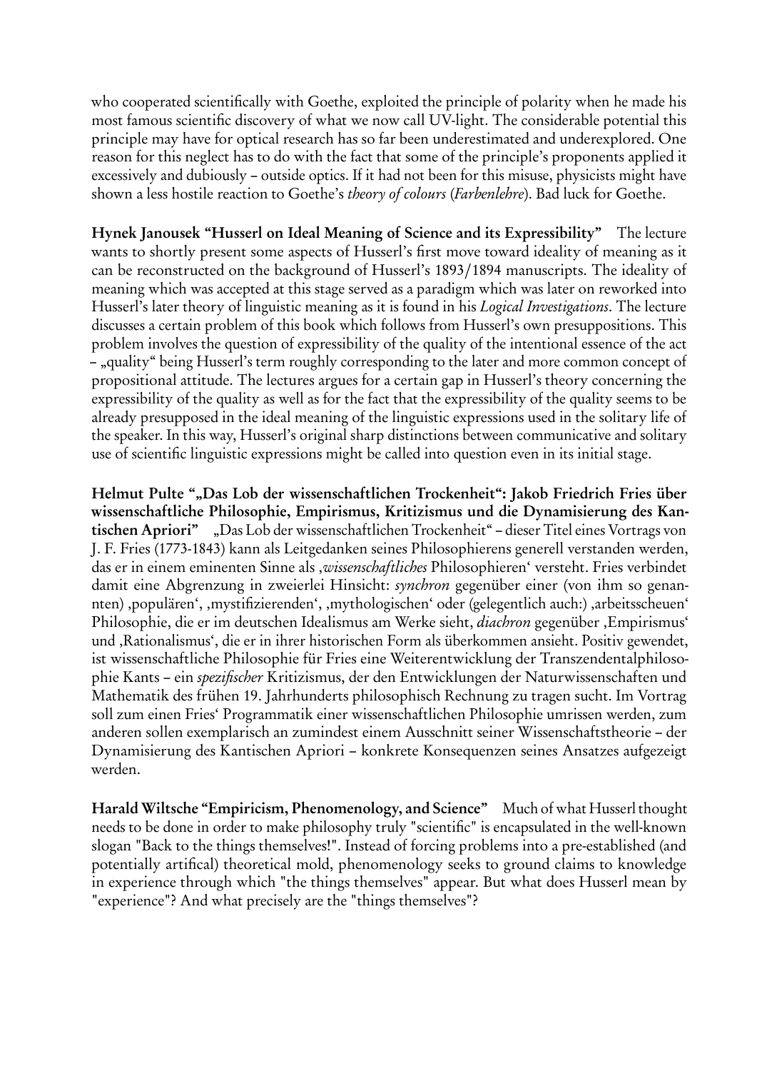who cooperated scientifically with Goethe, exploited the principle of polarity when he made his most famous scientific discovery of what we now call UV-light. The considerable potential this principle may have for optical research has so far been underestimated and underexplored. One reason for this neglect has to do with the fact that some of the principle's proponents applied it excessively and dubiously – outside optics. If it had not been for this misuse, physicists might have shown a less hostile reaction to Goethe's *theory of colours* (*Farbenlehre*). Bad luck for Goethe.

**Hynek Janousek "Husserl on Ideal Meaning of Science and its Expressibility"** The lecture wants to shortly present some aspects of Husserl's first move toward ideality of meaning as it can be reconstructed on the background of Husserl's 1893/1894 manuscripts. The ideality of meaning which was accepted at this stage served as a paradigm which was later on reworked into Husserl's later theory of linguistic meaning as it is found in his *Logical Investigations*. The lecture discusses a certain problem of this book which follows from Husserl's own presuppositions. This problem involves the question of expressibility of the quality of the intentional essence of the act – „quality" being Husserl's term roughly corresponding to the later and more common concept of propositional attitude. The lectures argues for a certain gap in Husserl's theory concerning the expressibility of the quality as well as for the fact that the expressibility of the quality seems to be already presupposed in the ideal meaning of the linguistic expressions used in the solitary life of the speaker. In this way, Husserl's original sharp distinctions between communicative and solitary use of scientific linguistic expressions might be called into question even in its initial stage.

**Helmut Pulte "„Das Lob der wissenschaftlichen Trockenheit": Jakob Friedrich Fries über wissenschaftliche Philosophie, Empirismus, Kritizismus und die Dynamisierung des Kantischen Apriori"** „Das Lob der wissenschaftlichen Trockenheit" – dieser Titel eines Vortrags von J. F. Fries (1773-1843) kann als Leitgedanken seines Philosophierens generell verstanden werden, das er in einem eminenten Sinne als ‚*wissenschaftliches* Philosophieren' versteht. Fries verbindet damit eine Abgrenzung in zweierlei Hinsicht: *synchron* gegenüber einer (von ihm so genannten) ‚populären', ‚mystifizierenden', ‚mythologischen' oder (gelegentlich auch:) ‚arbeitsscheuen' Philosophie, die er im deutschen Idealismus am Werke sieht, *diachron* gegenüber ‚Empirismus' und ‚Rationalismus', die er in ihrer historischen Form als überkommen ansieht. Positiv gewendet, ist wissenschaftliche Philosophie für Fries eine Weiterentwicklung der Transzendentalphilosophie Kants – ein *spezifischer* Kritizismus, der den Entwicklungen der Naturwissenschaften und Mathematik des frühen 19. Jahrhunderts philosophisch Rechnung zu tragen sucht. Im Vortrag soll zum einen Fries' Programmatik einer wissenschaftlichen Philosophie umrissen werden, zum anderen sollen exemplarisch an zumindest einem Ausschnitt seiner Wissenschaftstheorie – der Dynamisierung des Kantischen Apriori – konkrete Konsequenzen seines Ansatzes aufgezeigt werden.

**Harald Wiltsche "Empiricism, Phenomenology, and Science"** Much of what Husserl thought needs to be done in order to make philosophy truly "scientific" is encapsulated in the well-known slogan "Back to the things themselves!". Instead of forcing problems into a pre-established (and potentially artifical) theoretical mold, phenomenology seeks to ground claims to knowledge in experience through which "the things themselves" appear. But what does Husserl mean by "experience"? And what precisely are the "things themselves"?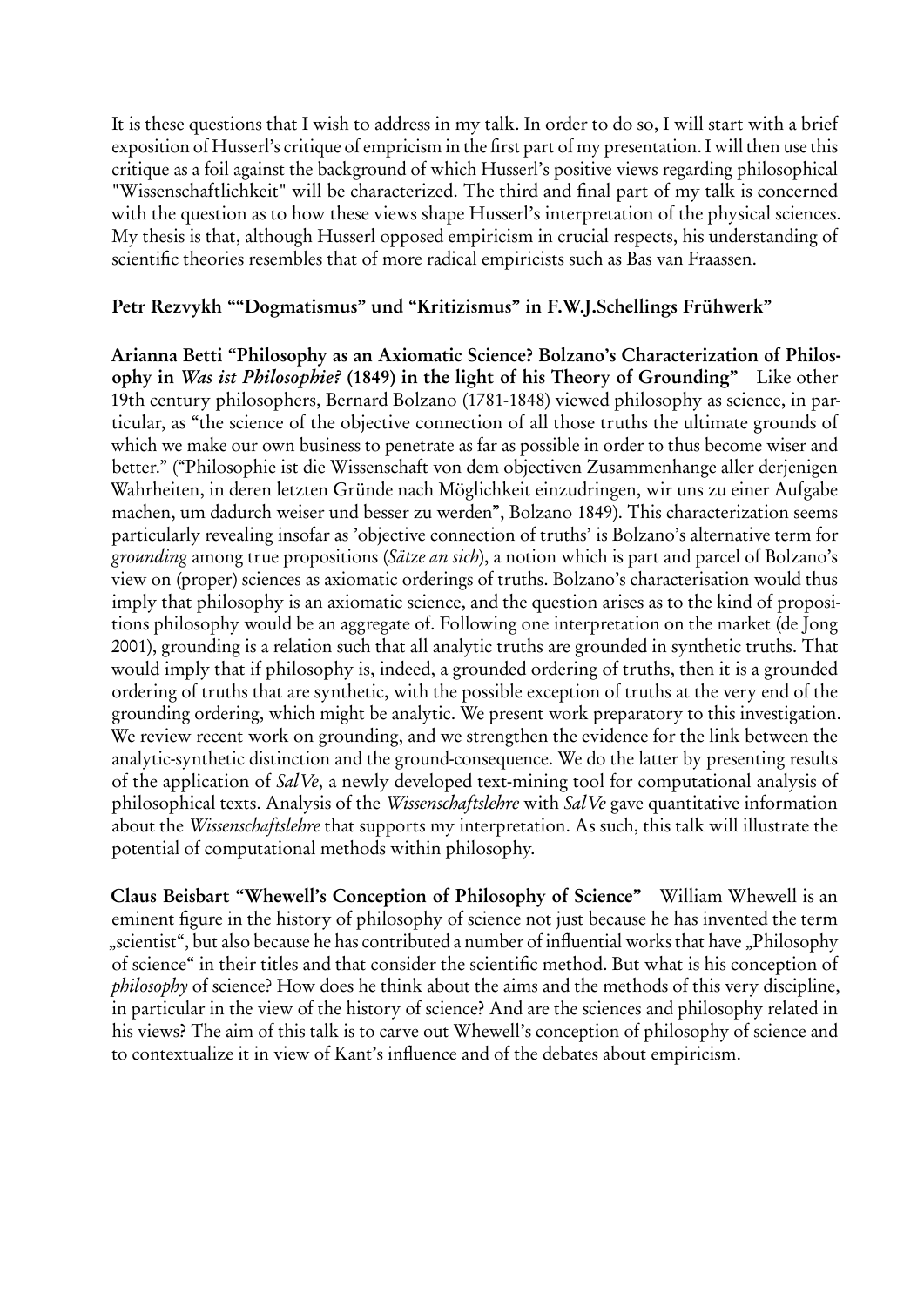It is these questions that I wish to address in my talk. In order to do so, I will start with a brief exposition of Husserl's critique of emprcism in the first part of my presentation. I will then use this critique as a foil against the background of which Husserl's positive views regarding philosophical "Wissenschaftlichkeit" will be characterized. The third and final part of my talk is concerned with the question as to how these views shape Husserl's interpretation of the physical sciences. My thesis is that, although Husserl opposed empiricism in crucial respects, his understanding of scientific theories resembles that of more radical empiricists such as Bas van Fraassen.

**Petr Rezvykh ""Dogmatismus" und "Kritizismus" in F.W.J.Schellings Frühwerk"**

**Arianna Betti "Philosophy as an Axiomatic Science? Bolzano's Characterization of Philosophy in *Was ist Philosophie?* (1849) in the light of his Theory of Grounding"** Like other 19th century philosophers, Bernard Bolzano (1781-1848) viewed philosophy as science, in particular, as "the science of the objective connection of all those truths the ultimate grounds of which we make our own business to penetrate as far as possible in order to thus become wiser and better." ("Philosophie ist die Wissenschaft von dem objectiven Zusammenhange aller derjenigen Wahrheiten, in deren letzten Gründe nach Möglichkeit einzudringen, wir uns zu einer Aufgabe machen, um dadurch weiser und besser zu werden", Bolzano 1849). This characterization seems particularly revealing insofar as 'objective connection of truths' is Bolzano's alternative term for *grounding* among true propositions (*Sätze an sich*), a notion which is part and parcel of Bolzano's view on (proper) sciences as axiomatic orderings of truths. Bolzano's characterisation would thus imply that philosophy is an axiomatic science, and the question arises as to the kind of propositions philosophy would be an aggregate of. Following one interpretation on the market (de Jong 2001), grounding is a relation such that all analytic truths are grounded in synthetic truths. That would imply that if philosophy is, indeed, a grounded ordering of truths, then it is a grounded ordering of truths that are synthetic, with the possible exception of truths at the very end of the grounding ordering, which might be analytic. We present work preparatory to this investigation. We review recent work on grounding, and we strengthen the evidence for the link between the analytic-synthetic distinction and the ground-consequence. We do the latter by presenting results of the application of *SalVe*, a newly developed text-mining tool for computational analysis of philosophical texts. Analysis of the *Wissenschaftslehre* with *SalVe* gave quantitative information about the *Wissenschaftslehre* that supports my interpretation. As such, this talk will illustrate the potential of computational methods within philosophy.

**Claus Beisbart "Whewell's Conception of Philosophy of Science"** William Whewell is an eminent figure in the history of philosophy of science not just because he has invented the term „scientist", but also because he has contributed a number of influential works that have „Philosophy of science" in their titles and that consider the scientific method. But what is his conception of *philosophy* of science? How does he think about the aims and the methods of this very discipline, in particular in the view of the history of science? And are the sciences and philosophy related in his views? The aim of this talk is to carve out Whewell's conception of philosophy of science and to contextualize it in view of Kant's influence and of the debates about empiricism.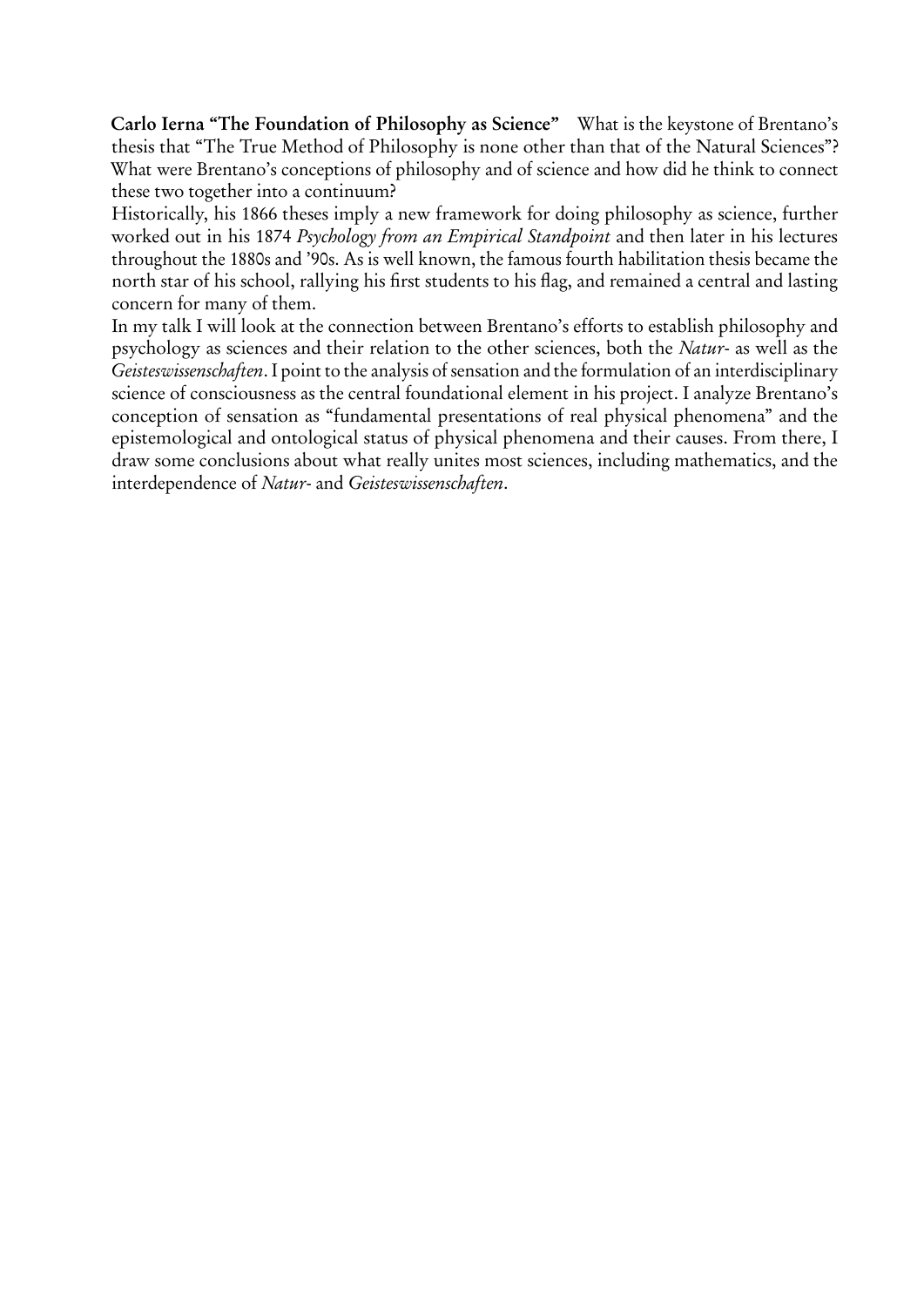**Carlo Ierna "The Foundation of Philosophy as Science"** What is the keystone of Brentano's thesis that "The True Method of Philosophy is none other than that of the Natural Sciences"? What were Brentano's conceptions of philosophy and of science and how did he think to connect these two together into a continuum?

Historically, his 1866 theses imply a new framework for doing philosophy as science, further worked out in his 1874 *Psychology from an Empirical Standpoint* and then later in his lectures throughout the 1880s and '90s. As is well known, the famous fourth habilitation thesis became the north star of his school, rallying his first students to his flag, and remained a central and lasting concern for many of them.

In my talk I will look at the connection between Brentano's efforts to establish philosophy and psychology as sciences and their relation to the other sciences, both the *Natur-* as well as the *Geisteswissenschaften*. I point to the analysis of sensation and the formulation of an interdisciplinary science of consciousness as the central foundational element in his project. I analyze Brentano's conception of sensation as "fundamental presentations of real physical phenomena" and the epistemological and ontological status of physical phenomena and their causes. From there, I draw some conclusions about what really unites most sciences, including mathematics, and the interdependence of *Natur-* and *Geisteswissenschaften*.